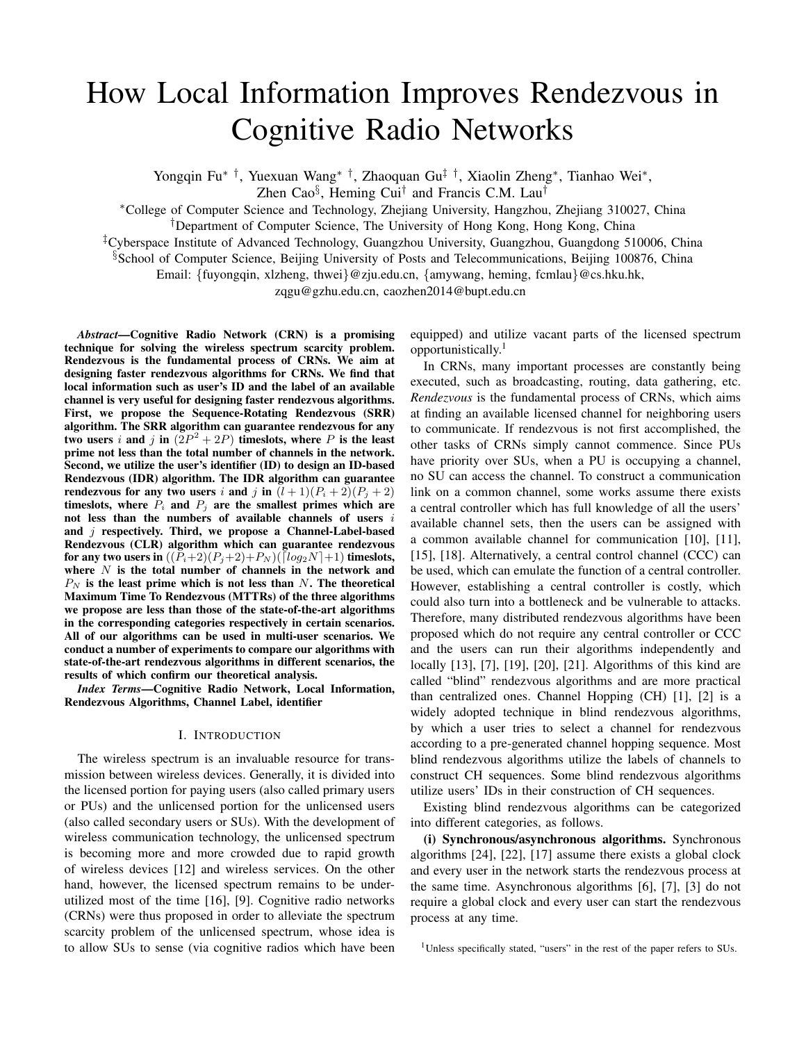# How Local Information Improves Rendezvous in Cognitive Radio Networks

Yongqin Fu[∗ †], Yuexuan Wang[∗ †], Zhaoquan Gu[‡ †], Xiaolin Zheng[∗], Tianhao Wei[∗], Zhen Cao[§], Heming Cui[†] and Francis C.M. Lau[†]

[∗]College of Computer Science and Technology, Zhejiang University, Hangzhou, Zhejiang 310027, China
[†]Department of Computer Science, The University of Hong Kong, Hong Kong, China
[‡]Cyberspace Institute of Advanced Technology, Guangzhou University, Guangzhou, Guangdong 510006, China
[§]School of Computer Science, Beijing University of Posts and Telecommunications, Beijing 100876, China
Email: {fuyongqin, xlzheng, thwei}@zju.edu.cn, {amywang, heming, fcmlau}@cs.hku.hk,
zqgu@gzhu.edu.cn, caozhen2014@bupt.edu.cn

***Abstract*—Cognitive Radio Network (CRN) is a promising technique for solving the wireless spectrum scarcity problem. Rendezvous is the fundamental process of CRNs. We aim at designing faster rendezvous algorithms for CRNs. We find that local information such as user's ID and the label of an available channel is very useful for designing faster rendezvous algorithms. First, we propose the Sequence-Rotating Rendezvous (SRR) algorithm. The SRR algorithm can guarantee rendezvous for any two users $i$ and $j$ in $(2P^2 + 2P)$ timeslots, where $P$ is the least prime not less than the total number of channels in the network. Second, we utilize the user's identifier (ID) to design an ID-based Rendezvous (IDR) algorithm. The IDR algorithm can guarantee rendezvous for any two users $i$ and $j$ in $(l+1)(P_i+2)(P_j+2)$ timeslots, where $P_i$ and $P_j$ are the smallest primes which are not less than the numbers of available channels of users $i$ and $j$ respectively. Third, we propose a Channel-Label-based Rendezvous (CLR) algorithm which can guarantee rendezvous for any two users in $((P_i+2)(P_j+2)+P_N)(\lceil log_2 N\rceil+1)$ timeslots, where $N$ is the total number of channels in the network and $P_N$ is the least prime which is not less than $N$. The theoretical Maximum Time To Rendezvous (MTTRs) of the three algorithms we propose are less than those of the state-of-the-art algorithms in the corresponding categories respectively in certain scenarios. All of our algorithms can be used in multi-user scenarios. We conduct a number of experiments to compare our algorithms with state-of-the-art rendezvous algorithms in different scenarios, the results of which confirm our theoretical analysis.**

***Index Terms*—Cognitive Radio Network, Local Information, Rendezvous Algorithms, Channel Label, identifier**

## I. INTRODUCTION

The wireless spectrum is an invaluable resource for transmission between wireless devices. Generally, it is divided into the licensed portion for paying users (also called primary users or PUs) and the unlicensed portion for the unlicensed users (also called secondary users or SUs). With the development of wireless communication technology, the unlicensed spectrum is becoming more and more crowded due to rapid growth of wireless devices [12] and wireless services. On the other hand, however, the licensed spectrum remains to be underutilized most of the time [16], [9]. Cognitive radio networks (CRNs) were thus proposed in order to alleviate the spectrum scarcity problem of the unlicensed spectrum, whose idea is to allow SUs to sense (via cognitive radios which have been equipped) and utilize vacant parts of the licensed spectrum opportunistically.[1]

In CRNs, many important processes are constantly being executed, such as broadcasting, routing, data gathering, etc. *Rendezvous* is the fundamental process of CRNs, which aims at finding an available licensed channel for neighboring users to communicate. If rendezvous is not first accomplished, the other tasks of CRNs simply cannot commence. Since PUs have priority over SUs, when a PU is occupying a channel, no SU can access the channel. To construct a communication link on a common channel, some works assume there exists a central controller which has full knowledge of all the users' available channel sets, then the users can be assigned with a common available channel for communication [10], [11], [15], [18]. Alternatively, a central control channel (CCC) can be used, which can emulate the function of a central controller. However, establishing a central controller is costly, which could also turn into a bottleneck and be vulnerable to attacks. Therefore, many distributed rendezvous algorithms have been proposed which do not require any central controller or CCC and the users can run their algorithms independently and locally [13], [7], [19], [20], [21]. Algorithms of this kind are called "blind" rendezvous algorithms and are more practical than centralized ones. Channel Hopping (CH) [1], [2] is a widely adopted technique in blind rendezvous algorithms, by which a user tries to select a channel for rendezvous according to a pre-generated channel hopping sequence. Most blind rendezvous algorithms utilize the labels of channels to construct CH sequences. Some blind rendezvous algorithms utilize users' IDs in their construction of CH sequences.

Existing blind rendezvous algorithms can be categorized into different categories, as follows.

**(i) Synchronous/asynchronous algorithms.** Synchronous algorithms [24], [22], [17] assume there exists a global clock and every user in the network starts the rendezvous process at the same time. Asynchronous algorithms [6], [7], [3] do not require a global clock and every user can start the rendezvous process at any time.

[1]Unless specifically stated, "users" in the rest of the paper refers to SUs.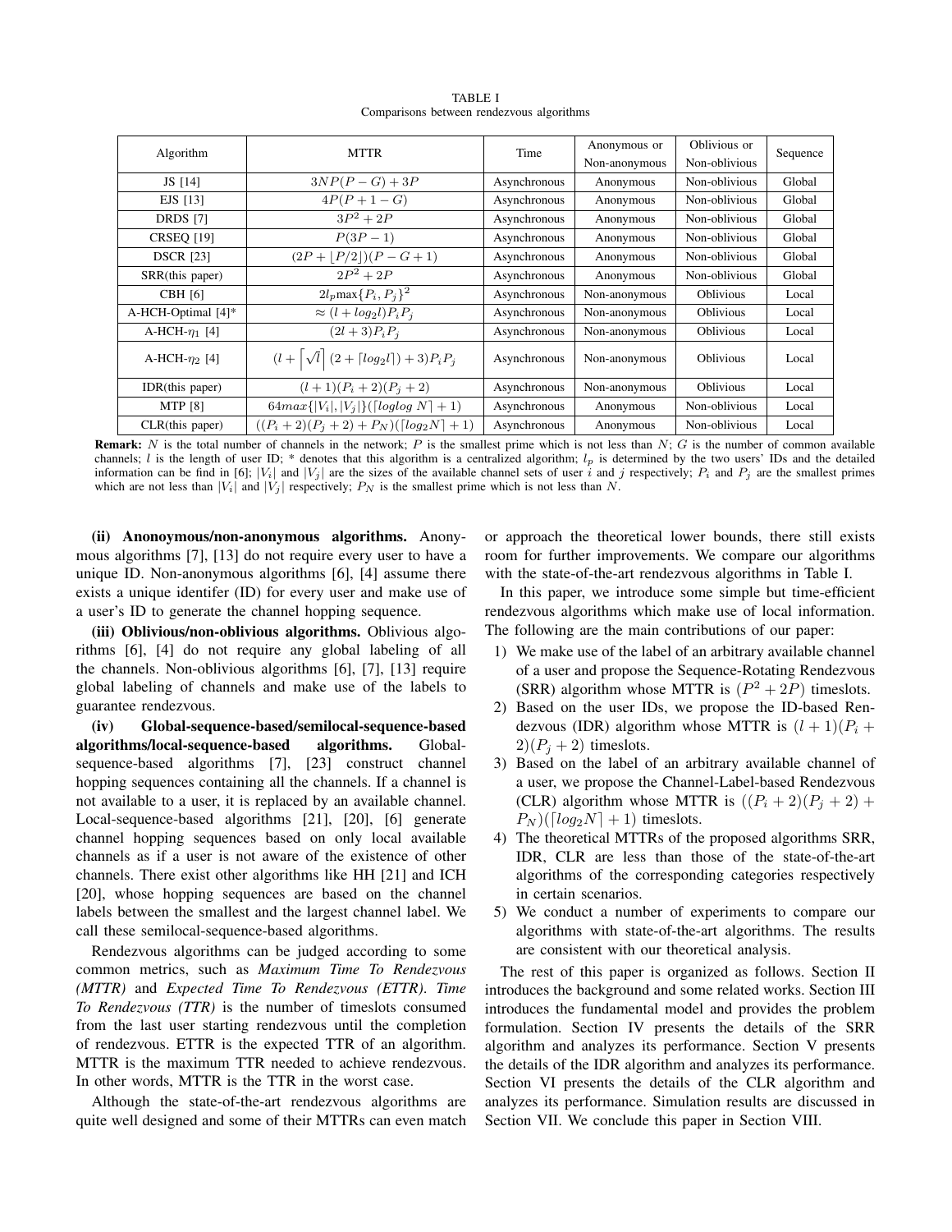TABLE I

Comparisons between rendezvous algorithms

| Algorithm | MTTR | Time | Anonymous or Non-anonymous | Oblivious or Non-oblivious | Sequence |
|---|---|---|---|---|---|
| JS [14] | $3NP(P-G)+3P$ | Asynchronous | Anonymous | Non-oblivious | Global |
| EJS [13] | $4P(P+1-G)$ | Asynchronous | Anonymous | Non-oblivious | Global |
| DRDS [7] | $3P^2+2P$ | Asynchronous | Anonymous | Non-oblivious | Global |
| CRSEQ [19] | $P(3P-1)$ | Asynchronous | Anonymous | Non-oblivious | Global |
| DSCR [23] | $(2P+\lfloor P/2 \rfloor)(P-G+1)$ | Asynchronous | Anonymous | Non-oblivious | Global |
| SRR(this paper) | $2P^2+2P$ | Asynchronous | Anonymous | Non-oblivious | Global |
| CBH [6] | $2l_p \max\{P_i, P_j\}^2$ | Asynchronous | Non-anonymous | Oblivious | Local |
| A-HCH-Optimal [4]* | $\approx (l+log_2 l)P_iP_j$ | Asynchronous | Non-anonymous | Oblivious | Local |
| A-HCH-$\eta_1$ [4] | $(2l+3)P_iP_j$ | Asynchronous | Non-anonymous | Oblivious | Local |
| A-HCH-$\eta_2$ [4] | $(l+\lceil\sqrt{l}\rceil(2+\lceil log_2 l\rceil)+3)P_iP_j$ | Asynchronous | Non-anonymous | Oblivious | Local |
| IDR(this paper) | $(l+1)(P_i+2)(P_j+2)$ | Asynchronous | Non-anonymous | Oblivious | Local |
| MTP [8] | $64max\{\lvert V_i\rvert, \lvert V_j\rvert\}(\lceil loglog\ N\rceil+1)$ | Asynchronous | Anonymous | Non-oblivious | Local |
| CLR(this paper) | $((P_i+2)(P_j+2)+P_N)(\lceil log_2 N\rceil+1)$ | Asynchronous | Anonymous | Non-oblivious | Local |

**Remark:** $N$ is the total number of channels in the network; $P$ is the smallest prime which is not less than $N$; $G$ is the number of common available channels; $l$ is the length of user ID; * denotes that this algorithm is a centralized algorithm; $l_p$ is determined by the two users' IDs and the detailed information can be find in [6]; $|V_i|$ and $|V_j|$ are the sizes of the available channel sets of user $i$ and $j$ respectively; $P_i$ and $P_j$ are the smallest primes which are not less than $|V_i|$ and $|V_j|$ respectively; $P_N$ is the smallest prime which is not less than $N$.

**(ii) Anonoymous/non-anonymous algorithms.** Anonymous algorithms [7], [13] do not require every user to have a unique ID. Non-anonymous algorithms [6], [4] assume there exists a unique identifer (ID) for every user and make use of a user's ID to generate the channel hopping sequence.

**(iii) Oblivious/non-oblivious algorithms.** Oblivious algorithms [6], [4] do not require any global labeling of all the channels. Non-oblivious algorithms [6], [7], [13] require global labeling of channels and make use of the labels to guarantee rendezvous.

**(iv) Global-sequence-based/semilocal-sequence-based algorithms/local-sequence-based algorithms.** Global-sequence-based algorithms [7], [23] construct channel hopping sequences containing all the channels. If a channel is not available to a user, it is replaced by an available channel. Local-sequence-based algorithms [21], [20], [6] generate channel hopping sequences based on only local available channels as if a user is not aware of the existence of other channels. There exist other algorithms like HH [21] and ICH [20], whose hopping sequences are based on the channel labels between the smallest and the largest channel label. We call these semilocal-sequence-based algorithms.

Rendezvous algorithms can be judged according to some common metrics, such as *Maximum Time To Rendezvous (MTTR)* and *Expected Time To Rendezvous (ETTR)*. *Time To Rendezvous (TTR)* is the number of timeslots consumed from the last user starting rendezvous until the completion of rendezvous. ETTR is the expected TTR of an algorithm. MTTR is the maximum TTR needed to achieve rendezvous. In other words, MTTR is the TTR in the worst case.

Although the state-of-the-art rendezvous algorithms are quite well designed and some of their MTTRs can even match or approach the theoretical lower bounds, there still exists room for further improvements. We compare our algorithms with the state-of-the-art rendezvous algorithms in Table I.

In this paper, we introduce some simple but time-efficient rendezvous algorithms which make use of local information. The following are the main contributions of our paper:

1) We make use of the label of an arbitrary available channel of a user and propose the Sequence-Rotating Rendezvous (SRR) algorithm whose MTTR is $(P^2+2P)$ timeslots.
2) Based on the user IDs, we propose the ID-based Rendezvous (IDR) algorithm whose MTTR is $(l+1)(P_i+2)(P_j+2)$ timeslots.
3) Based on the label of an arbitrary available channel of a user, we propose the Channel-Label-based Rendezvous (CLR) algorithm whose MTTR is $((P_i+2)(P_j+2)+P_N)(\lceil log_2 N\rceil+1)$ timeslots.
4) The theoretical MTTRs of the proposed algorithms SRR, IDR, CLR are less than those of the state-of-the-art algorithms of the corresponding categories respectively in certain scenarios.
5) We conduct a number of experiments to compare our algorithms with state-of-the-art algorithms. The results are consistent with our theoretical analysis.

The rest of this paper is organized as follows. Section II introduces the background and some related works. Section III introduces the fundamental model and provides the problem formulation. Section IV presents the details of the SRR algorithm and analyzes its performance. Section V presents the details of the IDR algorithm and analyzes its performance. Section VI presents the details of the CLR algorithm and analyzes its performance. Simulation results are discussed in Section VII. We conclude this paper in Section VIII.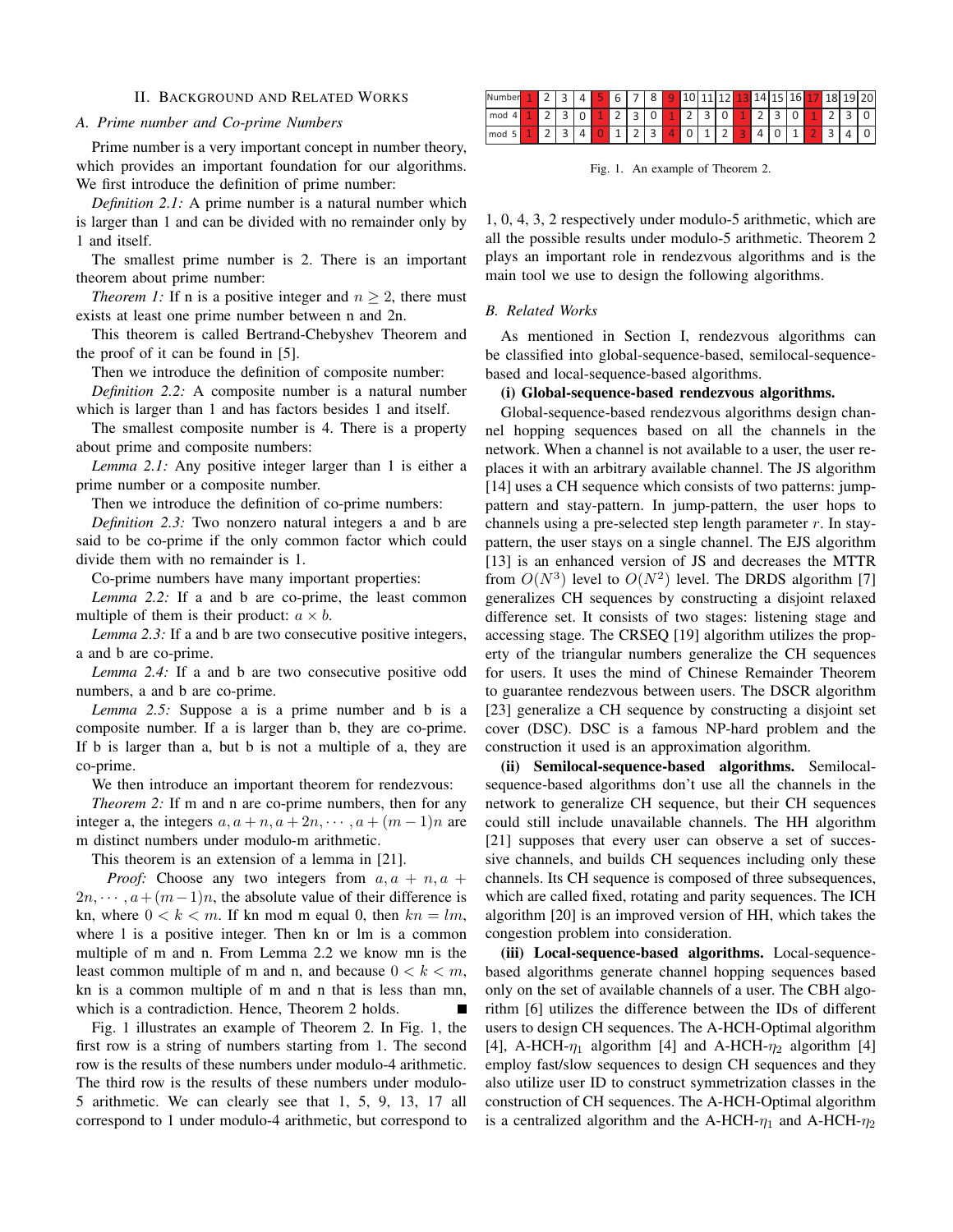## II. Background and Related Works

### A. Prime number and Co-prime Numbers

Prime number is a very important concept in number theory, which provides an important foundation for our algorithms. We first introduce the definition of prime number:

*Definition 2.1:* A prime number is a natural number which is larger than 1 and can be divided with no remainder only by 1 and itself.

The smallest prime number is 2. There is an important theorem about prime number:

*Theorem 1:* If n is a positive integer and $n \geq 2$, there must exists at least one prime number between n and 2n.

This theorem is called Bertrand-Chebyshev Theorem and the proof of it can be found in [5].

Then we introduce the definition of composite number:

*Definition 2.2:* A composite number is a natural number which is larger than 1 and has factors besides 1 and itself.

The smallest composite number is 4. There is a property about prime and composite numbers:

*Lemma 2.1:* Any positive integer larger than 1 is either a prime number or a composite number.

Then we introduce the definition of co-prime numbers:

*Definition 2.3:* Two nonzero natural integers a and b are said to be co-prime if the only common factor which could divide them with no remainder is 1.

Co-prime numbers have many important properties:

*Lemma 2.2:* If a and b are co-prime, the least common multiple of them is their product: $a \times b$.

*Lemma 2.3:* If a and b are two consecutive positive integers, a and b are co-prime.

*Lemma 2.4:* If a and b are two consecutive positive odd numbers, a and b are co-prime.

*Lemma 2.5:* Suppose a is a prime number and b is a composite number. If a is larger than b, they are co-prime. If b is larger than a, but b is not a multiple of a, they are co-prime.

We then introduce an important theorem for rendezvous:

*Theorem 2:* If m and n are co-prime numbers, then for any integer a, the integers $a, a+n, a+2n, \cdots, a+(m-1)n$ are m distinct numbers under modulo-m arithmetic.

This theorem is an extension of a lemma in [21].

*Proof:* Choose any two integers from $a, a+n, a+2n, \cdots, a+(m-1)n$, the absolute value of their difference is kn, where $0 < k < m$. If kn mod m equal 0, then $kn = lm$, where l is a positive integer. Then kn or lm is a common multiple of m and n. From Lemma 2.2 we know mn is the least common multiple of m and n, and because $0 < k < m$, kn is a common multiple of m and n that is less than mn, which is a contradiction. Hence, Theorem 2 holds. ∎

Fig. 1 illustrates an example of Theorem 2. In Fig. 1, the first row is a string of numbers starting from 1. The second row is the results of these numbers under modulo-4 arithmetic. The third row is the results of these numbers under modulo-5 arithmetic. We can clearly see that 1, 5, 9, 13, 17 all correspond to 1 under modulo-4 arithmetic, but correspond to 1, 0, 4, 3, 2 respectively under modulo-5 arithmetic, which are all the possible results under modulo-5 arithmetic. Theorem 2 plays an important role in rendezvous algorithms and is the main tool we use to design the following algorithms.

| Number | 1 | 2 | 3 | 4 | 5 | 6 | 7 | 8 | 9 | 10 | 11 | 12 | 13 | 14 | 15 | 16 | 17 | 18 | 19 | 20 |
|---|---|---|---|---|---|---|---|---|---|---|---|---|---|---|---|---|---|---|---|---|
| mod 4 | 1 | 2 | 3 | 0 | 1 | 2 | 3 | 0 | 1 | 2 | 3 | 0 | 1 | 2 | 3 | 0 | 1 | 2 | 3 | 0 |
| mod 5 | 1 | 2 | 3 | 4 | 0 | 1 | 2 | 3 | 4 | 0 | 1 | 2 | 3 | 4 | 0 | 1 | 2 | 3 | 4 | 0 |

Fig. 1. An example of Theorem 2.

### B. Related Works

As mentioned in Section I, rendezvous algorithms can be classified into global-sequence-based, semilocal-sequence-based and local-sequence-based algorithms.

**(i) Global-sequence-based rendezvous algorithms.**

Global-sequence-based rendezvous algorithms design channel hopping sequences based on all the channels in the network. When a channel is not available to a user, the user replaces it with an arbitrary available channel. The JS algorithm [14] uses a CH sequence which consists of two patterns: jump-pattern and stay-pattern. In jump-pattern, the user hops to channels using a pre-selected step length parameter $r$. In stay-pattern, the user stays on a single channel. The EJS algorithm [13] is an enhanced version of JS and decreases the MTTR from $O(N^3)$ level to $O(N^2)$ level. The DRDS algorithm [7] generalizes CH sequences by constructing a disjoint relaxed difference set. It consists of two stages: listening stage and accessing stage. The CRSEQ [19] algorithm utilizes the property of the triangular numbers generalize the CH sequences for users. It uses the mind of Chinese Remainder Theorem to guarantee rendezvous between users. The DSCR algorithm [23] generalize a CH sequence by constructing a disjoint set cover (DSC). DSC is a famous NP-hard problem and the construction it used is an approximation algorithm.

**(ii) Semilocal-sequence-based algorithms.** Semilocal-sequence-based algorithms don't use all the channels in the network to generalize CH sequence, but their CH sequences could still include unavailable channels. The HH algorithm [21] supposes that every user can observe a set of successive channels, and builds CH sequences including only these channels. Its CH sequence is composed of three subsequences, which are called fixed, rotating and parity sequences. The ICH algorithm [20] is an improved version of HH, which takes the congestion problem into consideration.

**(iii) Local-sequence-based algorithms.** Local-sequence-based algorithms generate channel hopping sequences based only on the set of available channels of a user. The CBH algorithm [6] utilizes the difference between the IDs of different users to design CH sequences. The A-HCH-Optimal algorithm [4], A-HCH-$\eta_1$ algorithm [4] and A-HCH-$\eta_2$ algorithm [4] employ fast/slow sequences to design CH sequences and they also utilize user ID to construct symmetrization classes in the construction of CH sequences. The A-HCH-Optimal algorithm is a centralized algorithm and the A-HCH-$\eta_1$ and A-HCH-$\eta_2$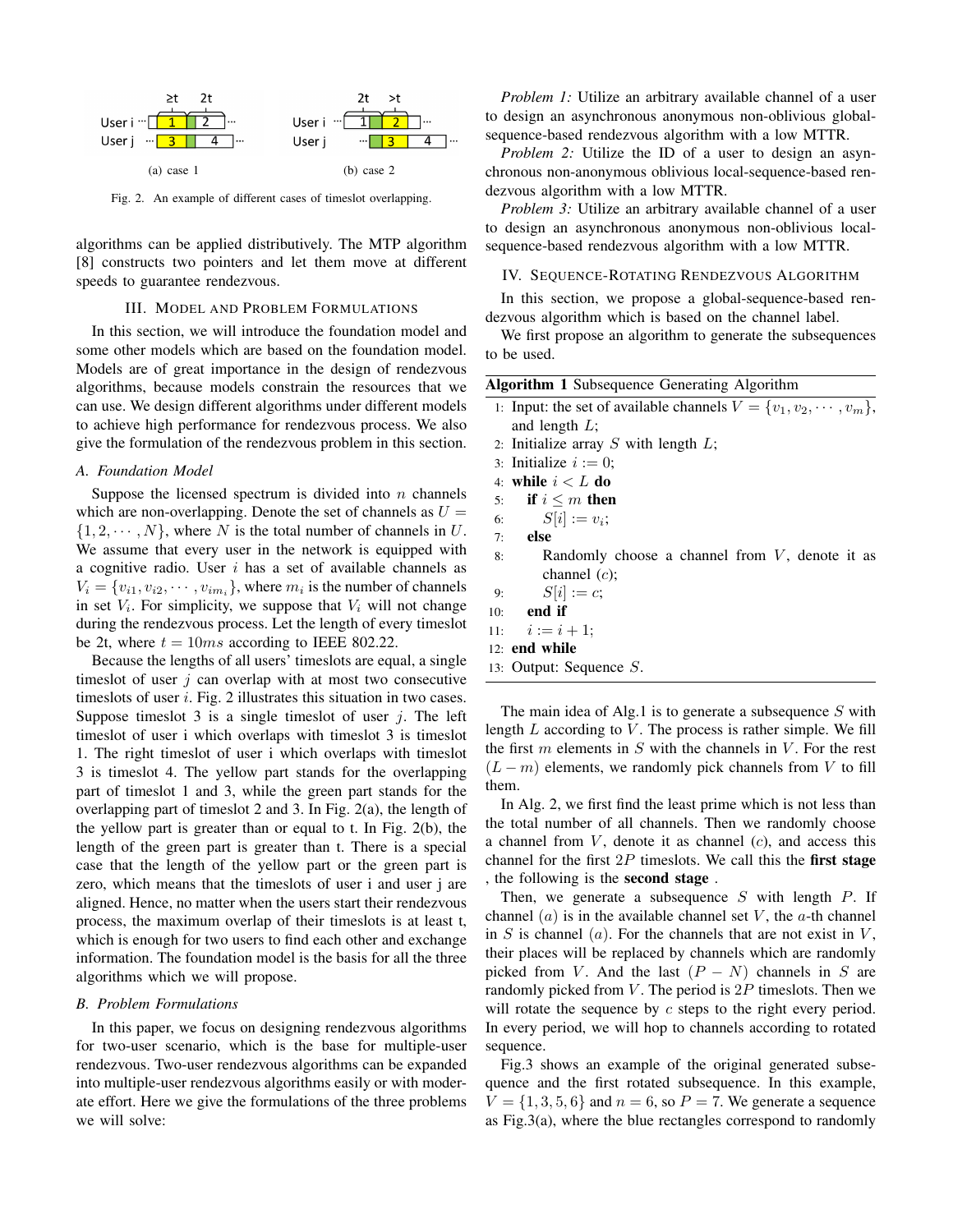Fig. 2. An example of different cases of timeslot overlapping.

algorithms can be applied distributively. The MTP algorithm [8] constructs two pointers and let them move at different speeds to guarantee rendezvous.

## III. Model and Problem Formulations

In this section, we will introduce the foundation model and some other models which are based on the foundation model. Models are of great importance in the design of rendezvous algorithms, because models constrain the resources that we can use. We design different algorithms under different models to achieve high performance for rendezvous process. We also give the formulation of the rendezvous problem in this section.

### A. Foundation Model

Suppose the licensed spectrum is divided into $n$ channels which are non-overlapping. Denote the set of channels as $U = \{1, 2, \cdots, N\}$, where $N$ is the total number of channels in $U$. We assume that every user in the network is equipped with a cognitive radio. User $i$ has a set of available channels as $V_i = \{v_{i1}, v_{i2}, \cdots, v_{im_i}\}$, where $m_i$ is the number of channels in set $V_i$. For simplicity, we suppose that $V_i$ will not change during the rendezvous process. Let the length of every timeslot be 2t, where $t = 10ms$ according to IEEE 802.22.

Because the lengths of all users' timeslots are equal, a single timeslot of user $j$ can overlap with at most two consecutive timeslots of user $i$. Fig. 2 illustrates this situation in two cases. Suppose timeslot 3 is a single timeslot of user $j$. The left timeslot of user i which overlaps with timeslot 3 is timeslot 1. The right timeslot of user i which overlaps with timeslot 3 is timeslot 4. The yellow part stands for the overlapping part of timeslot 1 and 3, while the green part stands for the overlapping part of timeslot 2 and 3. In Fig. 2(a), the length of the yellow part is greater than or equal to t. In Fig. 2(b), the length of the green part is greater than t. There is a special case that the length of the yellow part or the green part is zero, which means that the timeslots of user i and user j are aligned. Hence, no matter when the users start their rendezvous process, the maximum overlap of their timeslots is at least t, which is enough for two users to find each other and exchange information. The foundation model is the basis for all the three algorithms which we will propose.

### B. Problem Formulations

In this paper, we focus on designing rendezvous algorithms for two-user scenario, which is the base for multiple-user rendezvous. Two-user rendezvous algorithms can be expanded into multiple-user rendezvous algorithms easily or with moderate effort. Here we give the formulations of the three problems we will solve:

*Problem 1:* Utilize an arbitrary available channel of a user to design an asynchronous anonymous non-oblivious global-sequence-based rendezvous algorithm with a low MTTR.

*Problem 2:* Utilize the ID of a user to design an asynchronous non-anonymous oblivious local-sequence-based rendezvous algorithm with a low MTTR.

*Problem 3:* Utilize an arbitrary available channel of a user to design an asynchronous anonymous non-oblivious local-sequence-based rendezvous algorithm with a low MTTR.

## IV. Sequence-Rotating Rendezvous Algorithm

In this section, we propose a global-sequence-based rendezvous algorithm which is based on the channel label.

We first propose an algorithm to generate the subsequences to be used.

**Algorithm 1** Subsequence Generating Algorithm

```
1:  Input: the set of available channels V = {v_1, v_2, ..., v_m},
    and length L;
2:  Initialize array S with length L;
3:  Initialize i := 0;
4:  while i < L do
5:    if i ≤ m then
6:      S[i] := v_i;
7:    else
8:      Randomly choose a channel from V, denote it as
        channel (c);
9:      S[i] := c;
10:   end if
11:   i := i + 1;
12: end while
13: Output: Sequence S.
```

The main idea of Alg.1 is to generate a subsequence $S$ with length $L$ according to $V$. The process is rather simple. We fill the first $m$ elements in $S$ with the channels in $V$. For the rest $(L - m)$ elements, we randomly pick channels from $V$ to fill them.

In Alg. 2, we first find the least prime which is not less than the total number of all channels. Then we randomly choose a channel from $V$, denote it as channel $(c)$, and access this channel for the first $2P$ timeslots. We call this the **first stage** , the following is the **second stage** .

Then, we generate a subsequence $S$ with length $P$. If channel $(a)$ is in the available channel set $V$, the $a$-th channel in $S$ is channel $(a)$. For the channels that are not exist in $V$, their places will be replaced by channels which are randomly picked from $V$. And the last $(P - N)$ channels in $S$ are randomly picked from $V$. The period is $2P$ timeslots. Then we will rotate the sequence by $c$ steps to the right every period. In every period, we will hop to channels according to rotated sequence.

Fig.3 shows an example of the original generated subsequence and the first rotated subsequence. In this example, $V = \{1, 3, 5, 6\}$ and $n = 6$, so $P = 7$. We generate a sequence as Fig.3(a), where the blue rectangles correspond to randomly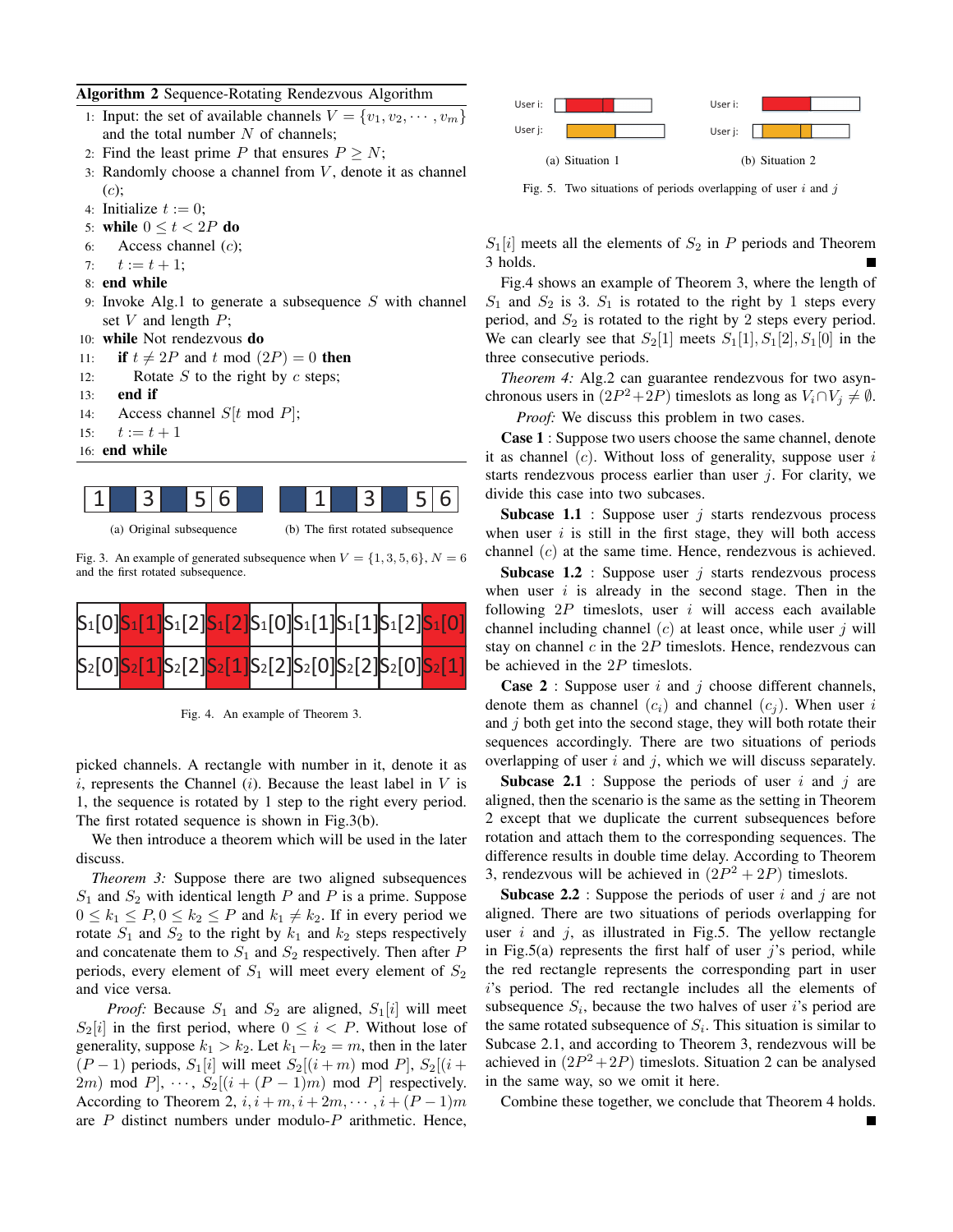**Algorithm 2** Sequence-Rotating Rendezvous Algorithm

```
1:  Input: the set of available channels V = {v_1, v_2, ..., v_m}
    and the total number N of channels;
2:  Find the least prime P that ensures P ≥ N;
3:  Randomly choose a channel from V, denote it as channel (c);
4:  Initialize t := 0;
5:  while 0 ≤ t < 2P do
6:      Access channel (c);
7:      t := t + 1;
8:  end while
9:  Invoke Alg.1 to generate a subsequence S with channel
    set V and length P;
10: while Not rendezvous do
11:     if t ≠ 2P and t mod (2P) = 0 then
12:         Rotate S to the right by c steps;
13:     end if
14:     Access channel S[t mod P];
15:     t := t + 1
16: end while
```

(a) Original subsequence: | 1 | ■ | 3 | ■ | 5 | 6 | ■ |

(b) The first rotated subsequence: | ■ | 1 | ■ | 3 | ■ | 5 | 6 |

Fig. 3. An example of generated subsequence when $V = \{1, 3, 5, 6\}$, $N = 6$ and the first rotated subsequence.

| $S_1[0]$ | $S_1[1]$ | $S_1[2]$ | $S_1[2]$ | $S_1[0]$ | $S_1[1]$ | $S_1[1]$ | $S_1[2]$ | $S_1[0]$ |
|---|---|---|---|---|---|---|---|---|
| $S_2[0]$ | $S_2[1]$ | $S_2[2]$ | $S_2[1]$ | $S_2[2]$ | $S_2[0]$ | $S_2[2]$ | $S_2[0]$ | $S_2[1]$ |

Fig. 4. An example of Theorem 3.

picked channels. A rectangle with number in it, denote it as $i$, represents the Channel $(i)$. Because the least label in $V$ is 1, the sequence is rotated by 1 step to the right every period. The first rotated sequence is shown in Fig.3(b).

We then introduce a theorem which will be used in the later discuss.

*Theorem 3:* Suppose there are two aligned subsequences $S_1$ and $S_2$ with identical length $P$ and $P$ is a prime. Suppose $0 \le k_1 \le P, 0 \le k_2 \le P$ and $k_1 \ne k_2$. If in every period we rotate $S_1$ and $S_2$ to the right by $k_1$ and $k_2$ steps respectively and concatenate them to $S_1$ and $S_2$ respectively. Then after $P$ periods, every element of $S_1$ will meet every element of $S_2$ and vice versa.

*Proof:* Because $S_1$ and $S_2$ are aligned, $S_1[i]$ will meet $S_2[i]$ in the first period, where $0 \le i < P$. Without lose of generality, suppose $k_1 > k_2$. Let $k_1 - k_2 = m$, then in the later $(P-1)$ periods, $S_1[i]$ will meet $S_2[(i+m) \bmod P]$, $S_2[(i+2m) \bmod P]$, $\cdots$, $S_2[(i+(P-1)m) \bmod P]$ respectively. According to Theorem 2, $i, i+m, i+2m, \cdots, i+(P-1)m$ are $P$ distinct numbers under modulo-$P$ arithmetic. Hence, $S_1[i]$ meets all the elements of $S_2$ in $P$ periods and Theorem 3 holds. ■

(a) Situation 1 (b) Situation 2

Fig. 5. Two situations of periods overlapping of user $i$ and $j$

Fig.4 shows an example of Theorem 3, where the length of $S_1$ and $S_2$ is 3. $S_1$ is rotated to the right by 1 steps every period, and $S_2$ is rotated to the right by 2 steps every period. We can clearly see that $S_2[1]$ meets $S_1[1], S_1[2], S_1[0]$ in the three consecutive periods.

*Theorem 4:* Alg.2 can guarantee rendezvous for two asynchronous users in $(2P^2+2P)$ timeslots as long as $V_i \cap V_j \ne \emptyset$.

*Proof:* We discuss this problem in two cases.

**Case 1** : Suppose two users choose the same channel, denote it as channel $(c)$. Without loss of generality, suppose user $i$ starts rendezvous process earlier than user $j$. For clarity, we divide this case into two subcases.

**Subcase 1.1** : Suppose user $j$ starts rendezvous process when user $i$ is still in the first stage, they will both access channel $(c)$ at the same time. Hence, rendezvous is achieved.

**Subcase 1.2** : Suppose user $j$ starts rendezvous process when user $i$ is already in the second stage. Then in the following $2P$ timeslots, user $i$ will access each available channel including channel $(c)$ at least once, while user $j$ will stay on channel $c$ in the $2P$ timeslots. Hence, rendezvous can be achieved in the $2P$ timeslots.

**Case 2** : Suppose user $i$ and $j$ choose different channels, denote them as channel $(c_i)$ and channel $(c_j)$. When user $i$ and $j$ both get into the second stage, they will both rotate their sequences accordingly. There are two situations of periods overlapping of user $i$ and $j$, which we will discuss separately.

**Subcase 2.1** : Suppose the periods of user $i$ and $j$ are aligned, then the scenario is the same as the setting in Theorem 2 except that we duplicate the current subsequences before rotation and attach them to the corresponding sequences. The difference results in double time delay. According to Theorem 3, rendezvous will be achieved in $(2P^2+2P)$ timeslots.

**Subcase 2.2** : Suppose the periods of user $i$ and $j$ are not aligned. There are two situations of periods overlapping for user $i$ and $j$, as illustrated in Fig.5. The yellow rectangle in Fig.5(a) represents the first half of user $j$'s period, while the red rectangle represents the corresponding part in user $i$'s period. The red rectangle includes all the elements of subsequence $S_i$, because the two halves of user $i$'s period are the same rotated subsequence of $S_i$. This situation is similar to Subcase 2.1, and according to Theorem 3, rendezvous will be achieved in $(2P^2+2P)$ timeslots. Situation 2 can be analysed in the same way, so we omit it here.

Combine these together, we conclude that Theorem 4 holds. ■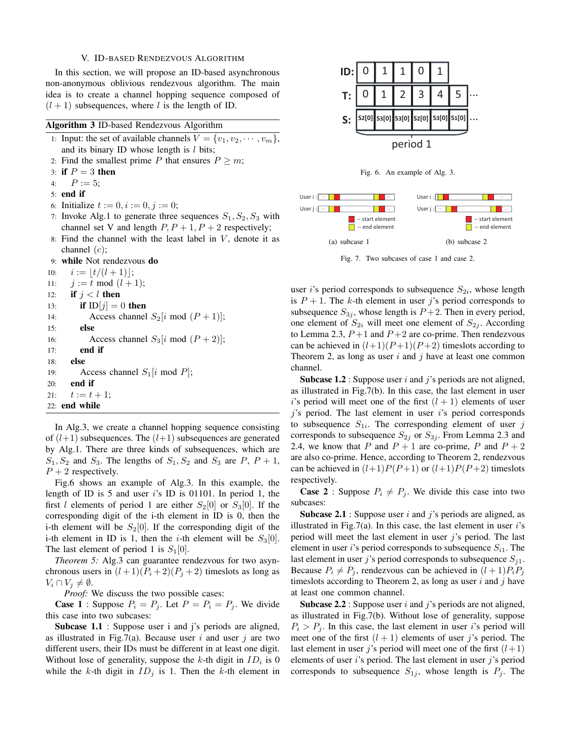## V. ID-based Rendezvous Algorithm

In this section, we will propose an ID-based asynchronous non-anonymous oblivious rendezvous algorithm. The main idea is to create a channel hopping sequence composed of $(l+1)$ subsequences, where $l$ is the length of ID.

**Algorithm 3** ID-based Rendezvous Algorithm

```
1:  Input: the set of available channels V = {v_1, v_2, ..., v_m},
    and its binary ID whose length is l bits;
2:  Find the smallest prime P that ensures P >= m;
3:  if P = 3 then
4:      P := 5;
5:  end if
6:  Initialize t := 0, i := 0, j := 0;
7:  Invoke Alg.1 to generate three sequences S_1, S_2, S_3 with
    channel set V and length P, P+1, P+2 respectively;
8:  Find the channel with the least label in V, denote it as
    channel (c);
9:  while Not rendezvous do
10:     i := ⌊t/(l+1)⌋;
11:     j := t mod (l+1);
12:     if j < l then
13:         if ID[j] = 0 then
14:             Access channel S_2[i mod (P+1)];
15:         else
16:             Access channel S_3[i mod (P+2)];
17:         end if
18:     else
19:         Access channel S_1[i mod P];
20:     end if
21:     t := t + 1;
22: end while
```

In Alg.3, we create a channel hopping sequence consisting of $(l+1)$ subsequences. The $(l+1)$ subsequences are generated by Alg.1. There are three kinds of subsequences, which are $S_1, S_2$ and $S_3$. The lengths of $S_1, S_2$ and $S_3$ are $P$, $P+1$, $P+2$ respectively.

Fig.6 shows an example of Alg.3. In this example, the length of ID is 5 and user $i$'s ID is 01101. In period 1, the first $l$ elements of period 1 are either $S_2[0]$ or $S_3[0]$. If the corresponding digit of the i-th element in ID is 0, then the i-th element will be $S_2[0]$. If the corresponding digit of the i-th element in ID is 1, then the $i$-th element will be $S_3[0]$. The last element of period 1 is $S_1[0]$.

Fig. 6. An example of Alg. 3.

(a) subcase 1 (b) subcase 2

Fig. 7. Two subcases of case 1 and case 2.

*Theorem 5:* Alg.3 can guarantee rendezvous for two asynchronous users in $(l+1)(P_i+2)(P_j+2)$ timeslots as long as $V_i \cap V_j \neq \emptyset$.

*Proof:* We discuss the two possible cases:

**Case 1** : Suppose $P_i = P_j$. Let $P = P_i = P_j$. We divide this case into two subcases:

**Subcase 1.1** : Suppose user i and j's periods are aligned, as illustrated in Fig.7(a). Because user $i$ and user $j$ are two different users, their IDs must be different in at least one digit. Without lose of generality, suppose the $k$-th digit in $ID_i$ is 0 while the $k$-th digit in $ID_j$ is 1. Then the $k$-th element in user $i$'s period corresponds to subsequence $S_{2i}$, whose length is $P+1$. The $k$-th element in user $j$'s period corresponds to subsequence $S_{3j}$, whose length is $P+2$. Then in every period, one element of $S_{2i}$ will meet one element of $S_{2j}$. According to Lemma 2.3, $P+1$ and $P+2$ are co-prime. Then rendezvous can be achieved in $(l+1)(P+1)(P+2)$ timeslots according to Theorem 2, as long as user $i$ and $j$ have at least one common channel.

**Subcase 1.2** : Suppose user $i$ and $j$'s periods are not aligned, as illustrated in Fig.7(b). In this case, the last element in user $i$'s period will meet one of the first $(l+1)$ elements of user $j$'s period. The last element in user $i$'s period corresponds to subsequence $S_{1i}$. The corresponding element of user $j$ corresponds to subsequence $S_{2j}$ or $S_{3j}$. From Lemma 2.3 and 2.4, we know that $P$ and $P+1$ are co-prime, $P$ and $P+2$ are also co-prime. Hence, according to Theorem 2, rendezvous can be achieved in $(l+1)P(P+1)$ or $(l+1)P(P+2)$ timeslots respectively.

**Case 2** : Suppose $P_i \neq P_j$. We divide this case into two subcases:

**Subcase 2.1** : Suppose user $i$ and $j$'s periods are aligned, as illustrated in Fig.7(a). In this case, the last element in user $i$'s period will meet the last element in user $j$'s period. The last element in user $i$'s period corresponds to subsequence $S_{i1}$. The last element in user $j$'s period corresponds to subsequence $S_{j1}$. Because $P_i \neq P_j$, rendezvous can be achieved in $(l+1)P_iP_j$ timeslots according to Theorem 2, as long as user $i$ and $j$ have at least one common channel.

**Subcase 2.2** : Suppose user $i$ and $j$'s periods are not aligned, as illustrated in Fig.7(b). Without lose of generality, suppose $P_i > P_j$. In this case, the last element in user $i$'s period will meet one of the first $(l+1)$ elements of user $j$'s period. The last element in user $j$'s period will meet one of the first $(l+1)$ elements of user $i$'s period. The last element in user $j$'s period corresponds to subsequence $S_{1j}$, whose length is $P_j$. The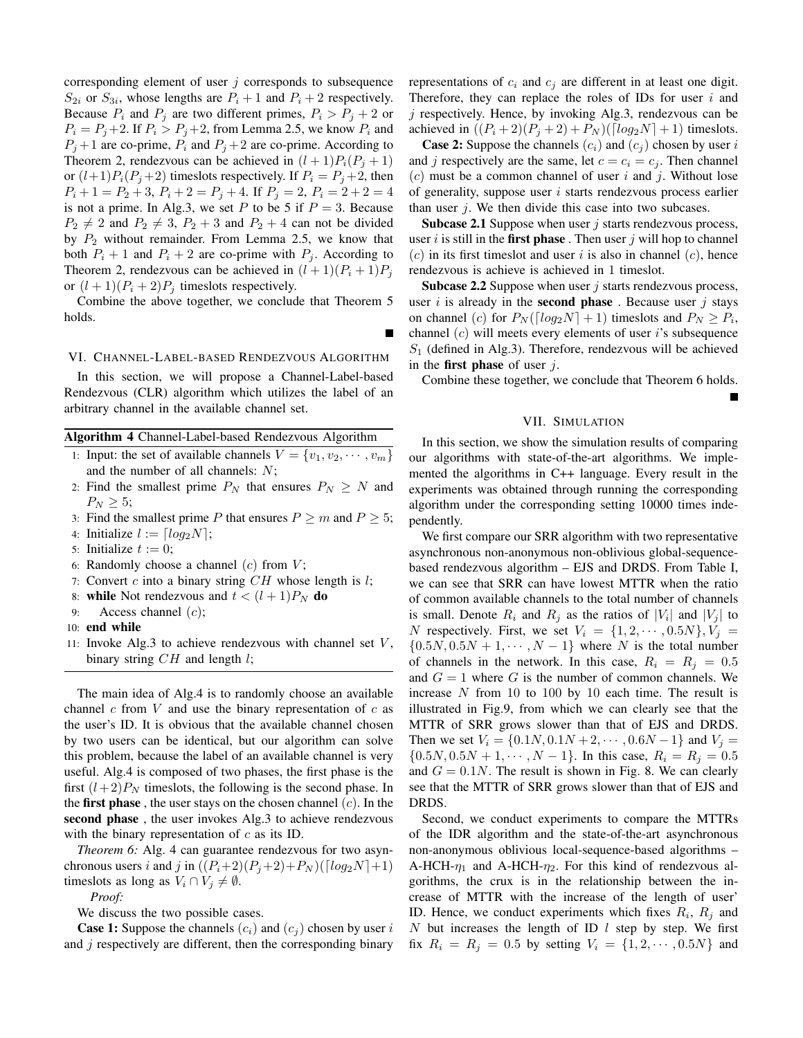corresponding element of user $j$ corresponds to subsequence $S_{2i}$ or $S_{3i}$, whose lengths are $P_i + 1$ and $P_i + 2$ respectively. Because $P_i$ and $P_j$ are two different primes, $P_i > P_j + 2$ or $P_i = P_j + 2$. If $P_i > P_j + 2$, from Lemma 2.5, we know $P_i$ and $P_j + 1$ are co-prime, $P_i$ and $P_j + 2$ are co-prime. According to Theorem 2, rendezvous can be achieved in $(l+1)P_i(P_j+1)$ or $(l+1)P_i(P_j+2)$ timeslots respectively. If $P_i = P_j + 2$, then $P_i + 1 = P_2 + 3$, $P_i + 2 = P_j + 4$. If $P_j = 2$, $P_i = 2 + 2 = 4$ is not a prime. In Alg.3, we set $P$ to be 5 if $P = 3$. Because $P_2 \neq 2$ and $P_2 \neq 3$, $P_2 + 3$ and $P_2 + 4$ can not be divided by $P_2$ without remainder. From Lemma 2.5, we know that both $P_i + 1$ and $P_i + 2$ are co-prime with $P_j$. According to Theorem 2, rendezvous can be achieved in $(l+1)(P_i+1)P_j$ or $(l+1)(P_i+2)P_j$ timeslots respectively.

Combine the above together, we conclude that Theorem 5 holds.

■

## VI. Channel-Label-based Rendezvous Algorithm

In this section, we will propose a Channel-Label-based Rendezvous (CLR) algorithm which utilizes the label of an arbitrary channel in the available channel set.

**Algorithm 4** Channel-Label-based Rendezvous Algorithm

1: Input: the set of available channels $V = \{v_1, v_2, \cdots, v_m\}$ and the number of all channels: $N$;
2: Find the smallest prime $P_N$ that ensures $P_N \geq N$ and $P_N \geq 5$;
3: Find the smallest prime $P$ that ensures $P \geq m$ and $P \geq 5$;
4: Initialize $l := \lceil log_2 N \rceil$;
5: Initialize $t := 0$;
6: Randomly choose a channel $(c)$ from $V$;
7: Convert $c$ into a binary string $CH$ whose length is $l$;
8: **while** Not rendezvous and $t < (l+1)P_N$ **do**
9: &nbsp;&nbsp;&nbsp;&nbsp;Access channel $(c)$;
10: **end while**
11: Invoke Alg.3 to achieve rendezvous with channel set $V$, binary string $CH$ and length $l$;

The main idea of Alg.4 is to randomly choose an available channel $c$ from $V$ and use the binary representation of $c$ as the user's ID. It is obvious that the available channel chosen by two users can be identical, but our algorithm can solve this problem, because the label of an available channel is very useful. Alg.4 is composed of two phases, the first phase is the first $(l+2)P_N$ timeslots, the following is the second phase. In the **first phase** , the user stays on the chosen channel $(c)$. In the **second phase** , the user invokes Alg.3 to achieve rendezvous with the binary representation of $c$ as its ID.

*Theorem 6:* Alg. 4 can guarantee rendezvous for two asynchronous users $i$ and $j$ in $((P_i+2)(P_j+2)+P_N)(\lceil log_2 N \rceil+1)$ timeslots as long as $V_i \cap V_j \neq \emptyset$.

*Proof:*

We discuss the two possible cases.

**Case 1:** Suppose the channels $(c_i)$ and $(c_j)$ chosen by user $i$ and $j$ respectively are different, then the corresponding binary representations of $c_i$ and $c_j$ are different in at least one digit. Therefore, they can replace the roles of IDs for user $i$ and $j$ respectively. Hence, by invoking Alg.3, rendezvous can be achieved in $((P_i+2)(P_j+2)+P_N)(\lceil log_2 N \rceil+1)$ timeslots.

**Case 2:** Suppose the channels $(c_i)$ and $(c_j)$ chosen by user $i$ and $j$ respectively are the same, let $c = c_i = c_j$. Then channel $(c)$ must be a common channel of user $i$ and $j$. Without lose of generality, suppose user $i$ starts rendezvous process earlier than user $j$. We then divide this case into two subcases.

**Subcase 2.1** Suppose when user $j$ starts rendezvous process, user $i$ is still in the **first phase** . Then user $j$ will hop to channel $(c)$ in its first timeslot and user $i$ is also in channel $(c)$, hence rendezvous is achieve is achieved in 1 timeslot.

**Subcase 2.2** Suppose when user $j$ starts rendezvous process, user $i$ is already in the **second phase** . Because user $j$ stays on channel $(c)$ for $P_N(\lceil log_2 N \rceil+1)$ timeslots and $P_N \geq P_i$, channel $(c)$ will meets every elements of user $i$'s subsequence $S_1$ (defined in Alg.3). Therefore, rendezvous will be achieved in the **first phase** of user $j$.

Combine these together, we conclude that Theorem 6 holds.

■

## VII. Simulation

In this section, we show the simulation results of comparing our algorithms with state-of-the-art algorithms. We implemented the algorithms in C++ language. Every result in the experiments was obtained through running the corresponding algorithm under the corresponding setting 10000 times independently.

We first compare our SRR algorithm with two representative asynchronous non-anonymous non-oblivious global-sequence-based rendezvous algorithm – EJS and DRDS. From Table I, we can see that SRR can have lowest MTTR when the ratio of common available channels to the total number of channels is small. Denote $R_i$ and $R_j$ as the ratios of $|V_i|$ and $|V_j|$ to $N$ respectively. First, we set $V_i = \{1, 2, \cdots, 0.5N\}$, $V_j = \{0.5N, 0.5N+1, \cdots, N-1\}$ where $N$ is the total number of channels in the network. In this case, $R_i = R_j = 0.5$ and $G = 1$ where $G$ is the number of common channels. We increase $N$ from 10 to 100 by 10 each time. The result is illustrated in Fig.9, from which we can clearly see that the MTTR of SRR grows slower than that of EJS and DRDS. Then we set $V_i = \{0.1N, 0.1N+2, \cdots, 0.6N-1\}$ and $V_j = \{0.5N, 0.5N+1, \cdots, N-1\}$. In this case, $R_i = R_j = 0.5$ and $G = 0.1N$. The result is shown in Fig. 8. We can clearly see that the MTTR of SRR grows slower than that of EJS and DRDS.

Second, we conduct experiments to compare the MTTRs of the IDR algorithm and the state-of-the-art asynchronous non-anonymous oblivious local-sequence-based algorithms – A-HCH-$\eta_1$ and A-HCH-$\eta_2$. For this kind of rendezvous algorithms, the crux is in the relationship between the increase of MTTR with the increase of the length of user' ID. Hence, we conduct experiments which fixes $R_i$, $R_j$ and $N$ but increases the length of ID $l$ step by step. We first fix $R_i = R_j = 0.5$ by setting $V_i = \{1, 2, \cdots, 0.5N\}$ and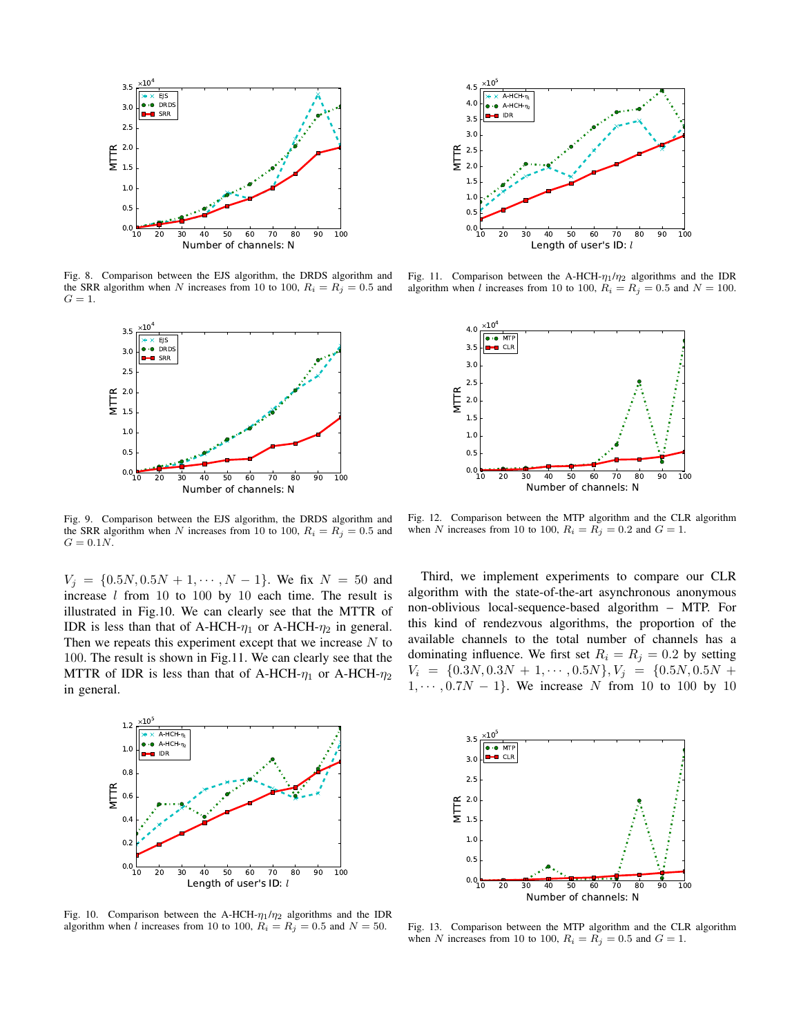Fig. 8. Comparison between the EJS algorithm, the DRDS algorithm and the SRR algorithm when $N$ increases from 10 to 100, $R_i = R_j = 0.5$ and $G = 1$.

Fig. 9. Comparison between the EJS algorithm, the DRDS algorithm and the SRR algorithm when $N$ increases from 10 to 100, $R_i = R_j = 0.5$ and $G = 0.1N$.

$V_j = \{0.5N, 0.5N+1, \cdots, N-1\}$. We fix $N = 50$ and increase $l$ from 10 to 100 by 10 each time. The result is illustrated in Fig.10. We can clearly see that the MTTR of IDR is less than that of A-HCH-$\eta_1$ or A-HCH-$\eta_2$ in general. Then we repeats this experiment except that we increase $N$ to 100. The result is shown in Fig.11. We can clearly see that the MTTR of IDR is less than that of A-HCH-$\eta_1$ or A-HCH-$\eta_2$ in general.

Fig. 10. Comparison between the A-HCH-$\eta_1/\eta_2$ algorithms and the IDR algorithm when $l$ increases from 10 to 100, $R_i = R_j = 0.5$ and $N = 50$.

Fig. 11. Comparison between the A-HCH-$\eta_1/\eta_2$ algorithms and the IDR algorithm when $l$ increases from 10 to 100, $R_i = R_j = 0.5$ and $N = 100$.

Fig. 12. Comparison between the MTP algorithm and the CLR algorithm when $N$ increases from 10 to 100, $R_i = R_j = 0.2$ and $G = 1$.

Third, we implement experiments to compare our CLR algorithm with the state-of-the-art asynchronous anonymous non-oblivious local-sequence-based algorithm – MTP. For this kind of rendezvous algorithms, the proportion of the available channels to the total number of channels has a dominating influence. We first set $R_i = R_j = 0.2$ by setting $V_i = \{0.3N, 0.3N+1, \cdots, 0.5N\}, V_j = \{0.5N, 0.5N+1, \cdots, 0.7N-1\}$. We increase $N$ from 10 to 100 by 10

Fig. 13. Comparison between the MTP algorithm and the CLR algorithm when $N$ increases from 10 to 100, $R_i = R_j = 0.5$ and $G = 1$.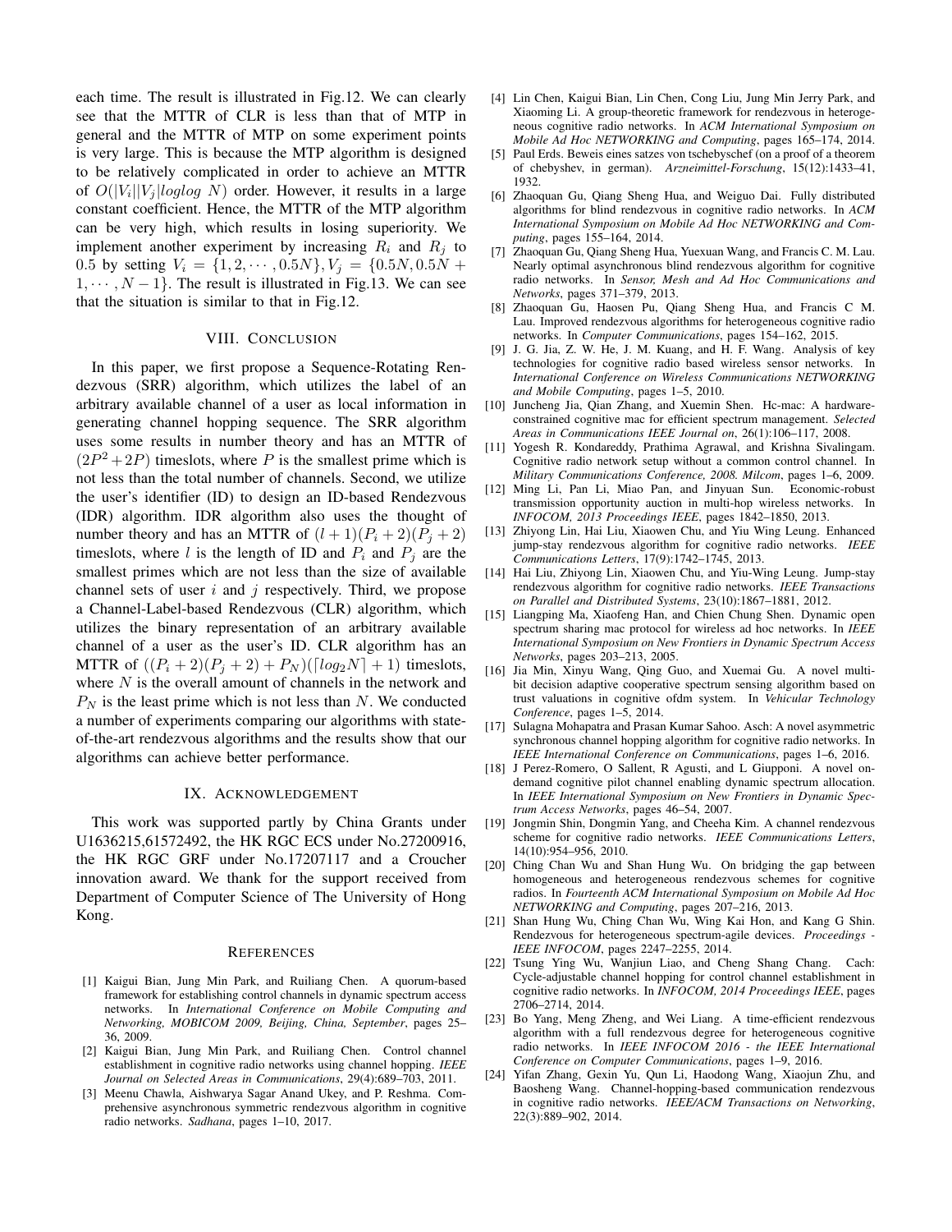each time. The result is illustrated in Fig.12. We can clearly see that the MTTR of CLR is less than that of MTP in general and the MTTR of MTP on some experiment points is very large. This is because the MTP algorithm is designed to be relatively complicated in order to achieve an MTTR of $O(|V_i||V_j|loglog\ N)$ order. However, it results in a large constant coefficient. Hence, the MTTR of the MTP algorithm can be very high, which results in losing superiority. We implement another experiment by increasing $R_i$ and $R_j$ to 0.5 by setting $V_i = \{1, 2, \cdots, 0.5N\}, V_j = \{0.5N, 0.5N + 1, \cdots, N-1\}$. The result is illustrated in Fig.13. We can see that the situation is similar to that in Fig.12.

## VIII. Conclusion

In this paper, we first propose a Sequence-Rotating Rendezvous (SRR) algorithm, which utilizes the label of an arbitrary available channel of a user as local information in generating channel hopping sequence. The SRR algorithm uses some results in number theory and has an MTTR of $(2P^2+2P)$ timeslots, where $P$ is the smallest prime which is not less than the total number of channels. Second, we utilize the user's identifier (ID) to design an ID-based Rendezvous (IDR) algorithm. IDR algorithm also uses the thought of number theory and has an MTTR of $(l+1)(P_i+2)(P_j+2)$ timeslots, where $l$ is the length of ID and $P_i$ and $P_j$ are the smallest primes which are not less than the size of available channel sets of user $i$ and $j$ respectively. Third, we propose a Channel-Label-based Rendezvous (CLR) algorithm, which utilizes the binary representation of an arbitrary available channel of a user as the user's ID. CLR algorithm has an MTTR of $((P_i+2)(P_j+2)+P_N)(\lceil log_2 N\rceil+1)$ timeslots, where $N$ is the overall amount of channels in the network and $P_N$ is the least prime which is not less than $N$. We conducted a number of experiments comparing our algorithms with state-of-the-art rendezvous algorithms and the results show that our algorithms can achieve better performance.

## IX. Acknowledgement

This work was supported partly by China Grants under U1636215,61572492, the HK RGC ECS under No.27200916, the HK RGC GRF under No.17207117 and a Croucher innovation award. We thank for the support received from Department of Computer Science of The University of Hong Kong.

## References

[1] Kaigui Bian, Jung Min Park, and Ruiliang Chen. A quorum-based framework for establishing control channels in dynamic spectrum access networks. In *International Conference on Mobile Computing and Networking, MOBICOM 2009, Beijing, China, September*, pages 25–36, 2009.

[2] Kaigui Bian, Jung Min Park, and Ruiliang Chen. Control channel establishment in cognitive radio networks using channel hopping. *IEEE Journal on Selected Areas in Communications*, 29(4):689–703, 2011.

[3] Meenu Chawla, Aishwarya Sagar Anand Ukey, and P. Reshma. Comprehensive asynchronous symmetric rendezvous algorithm in cognitive radio networks. *Sadhana*, pages 1–10, 2017.

[4] Lin Chen, Kaigui Bian, Lin Chen, Cong Liu, Jung Min Jerry Park, and Xiaoming Li. A group-theoretic framework for rendezvous in heterogeneous cognitive radio networks. In *ACM International Symposium on Mobile Ad Hoc NETWORKING and Computing*, pages 165–174, 2014.

[5] Paul Erds. Beweis eines satzes von tschebyschef (on a proof of a theorem of chebyshev, in german). *Arzneimittel-Forschung*, 15(12):1433–41, 1932.

[6] Zhaoquan Gu, Qiang Sheng Hua, and Weiguo Dai. Fully distributed algorithms for blind rendezvous in cognitive radio networks. In *ACM International Symposium on Mobile Ad Hoc NETWORKING and Computing*, pages 155–164, 2014.

[7] Zhaoquan Gu, Qiang Sheng Hua, Yuexuan Wang, and Francis C. M. Lau. Nearly optimal asynchronous blind rendezvous algorithm for cognitive radio networks. In *Sensor, Mesh and Ad Hoc Communications and Networks*, pages 371–379, 2013.

[8] Zhaoquan Gu, Haosen Pu, Qiang Sheng Hua, and Francis C M. Lau. Improved rendezvous algorithms for heterogeneous cognitive radio networks. In *Computer Communications*, pages 154–162, 2015.

[9] J. G. Jia, Z. W. He, J. M. Kuang, and H. F. Wang. Analysis of key technologies for cognitive radio based wireless sensor networks. In *International Conference on Wireless Communications NETWORKING and Mobile Computing*, pages 1–5, 2010.

[10] Juncheng Jia, Qian Zhang, and Xuemin Shen. Hc-mac: A hardware-constrained cognitive mac for efficient spectrum management. *Selected Areas in Communications IEEE Journal on*, 26(1):106–117, 2008.

[11] Yogesh R. Kondareddy, Prathima Agrawal, and Krishna Sivalingam. Cognitive radio network setup without a common control channel. In *Military Communications Conference, 2008. Milcom*, pages 1–6, 2009.

[12] Ming Li, Pan Li, Miao Pan, and Jinyuan Sun. Economic-robust transmission opportunity auction in multi-hop wireless networks. In *INFOCOM, 2013 Proceedings IEEE*, pages 1842–1850, 2013.

[13] Zhiyong Lin, Hai Liu, Xiaowen Chu, and Yiu Wing Leung. Enhanced jump-stay rendezvous algorithm for cognitive radio networks. *IEEE Communications Letters*, 17(9):1742–1745, 2013.

[14] Hai Liu, Zhiyong Lin, Xiaowen Chu, and Yiu-Wing Leung. Jump-stay rendezvous algorithm for cognitive radio networks. *IEEE Transactions on Parallel and Distributed Systems*, 23(10):1867–1881, 2012.

[15] Liangping Ma, Xiaofeng Han, and Chien Chung Shen. Dynamic open spectrum sharing mac protocol for wireless ad hoc networks. In *IEEE International Symposium on New Frontiers in Dynamic Spectrum Access Networks*, pages 203–213, 2005.

[16] Jia Min, Xinyu Wang, Qing Guo, and Xuemai Gu. A novel multi-bit decision adaptive cooperative spectrum sensing algorithm based on trust valuations in cognitive ofdm system. In *Vehicular Technology Conference*, pages 1–5, 2014.

[17] Sulagna Mohapatra and Prasan Kumar Sahoo. Asch: A novel asymmetric synchronous channel hopping algorithm for cognitive radio networks. In *IEEE International Conference on Communications*, pages 1–6, 2016.

[18] J Perez-Romero, O Sallent, R Agusti, and L Giupponi. A novel on-demand cognitive pilot channel enabling dynamic spectrum allocation. In *IEEE International Symposium on New Frontiers in Dynamic Spectrum Access Networks*, pages 46–54, 2007.

[19] Jongmin Shin, Dongmin Yang, and Cheeha Kim. A channel rendezvous scheme for cognitive radio networks. *IEEE Communications Letters*, 14(10):954–956, 2010.

[20] Ching Chan Wu and Shan Hung Wu. On bridging the gap between homogeneous and heterogeneous rendezvous schemes for cognitive radios. In *Fourteenth ACM International Symposium on Mobile Ad Hoc NETWORKING and Computing*, pages 207–216, 2013.

[21] Shan Hung Wu, Ching Chan Wu, Wing Kai Hon, and Kang G Shin. Rendezvous for heterogeneous spectrum-agile devices. *Proceedings - IEEE INFOCOM*, pages 2247–2255, 2014.

[22] Tsung Ying Wu, Wanjiun Liao, and Cheng Shang Chang. Cach: Cycle-adjustable channel hopping for control channel establishment in cognitive radio networks. In *INFOCOM, 2014 Proceedings IEEE*, pages 2706–2714, 2014.

[23] Bo Yang, Meng Zheng, and Wei Liang. A time-efficient rendezvous algorithm with a full rendezvous degree for heterogeneous cognitive radio networks. In *IEEE INFOCOM 2016 - the IEEE International Conference on Computer Communications*, pages 1–9, 2016.

[24] Yifan Zhang, Gexin Yu, Qun Li, Haodong Wang, Xiaojun Zhu, and Baosheng Wang. Channel-hopping-based communication rendezvous in cognitive radio networks. *IEEE/ACM Transactions on Networking*, 22(3):889–902, 2014.